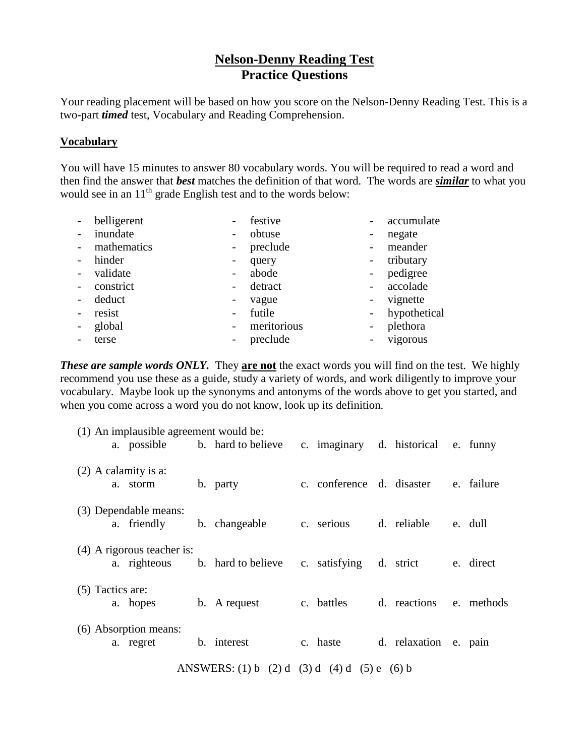# Nelson-Denny Reading Test
## Practice Questions

Your reading placement will be based on how you score on the Nelson-Denny Reading Test. This is a two-part ***timed*** test, Vocabulary and Reading Comprehension.

### Vocabulary

You will have 15 minutes to answer 80 vocabulary words. You will be required to read a word and then find the answer that ***best*** matches the definition of that word. The words are ***similar*** to what you would see in an 11th grade English test and to the words below:

- belligerent
- inundate
- mathematics
- hinder
- validate
- constrict
- deduct
- resist
- global
- terse
- festive
- obtuse
- preclude
- query
- abode
- detract
- vague
- futile
- meritorious
- preclude
- accumulate
- negate
- meander
- tributary
- pedigree
- accolade
- vignette
- hypothetical
- plethora
- vigorous

***These are sample words ONLY.*** They **are not** the exact words you will find on the test. We highly recommend you use these as a guide, study a variety of words, and work diligently to improve your vocabulary. Maybe look up the synonyms and antonyms of the words above to get you started, and when you come across a word you do not know, look up its definition.

(1) An implausible agreement would be:
a. possible b. hard to believe c. imaginary d. historical e. funny

(2) A calamity is a:
a. storm b. party c. conference d. disaster e. failure

(3) Dependable means:
a. friendly b. changeable c. serious d. reliable e. dull

(4) A rigorous teacher is:
a. righteous b. hard to believe c. satisfying d. strict e. direct

(5) Tactics are:
a. hopes b. A request c. battles d. reactions e. methods

(6) Absorption means:
a. regret b. interest c. haste d. relaxation e. pain

ANSWERS: (1) b (2) d (3) d (4) d (5) e (6) b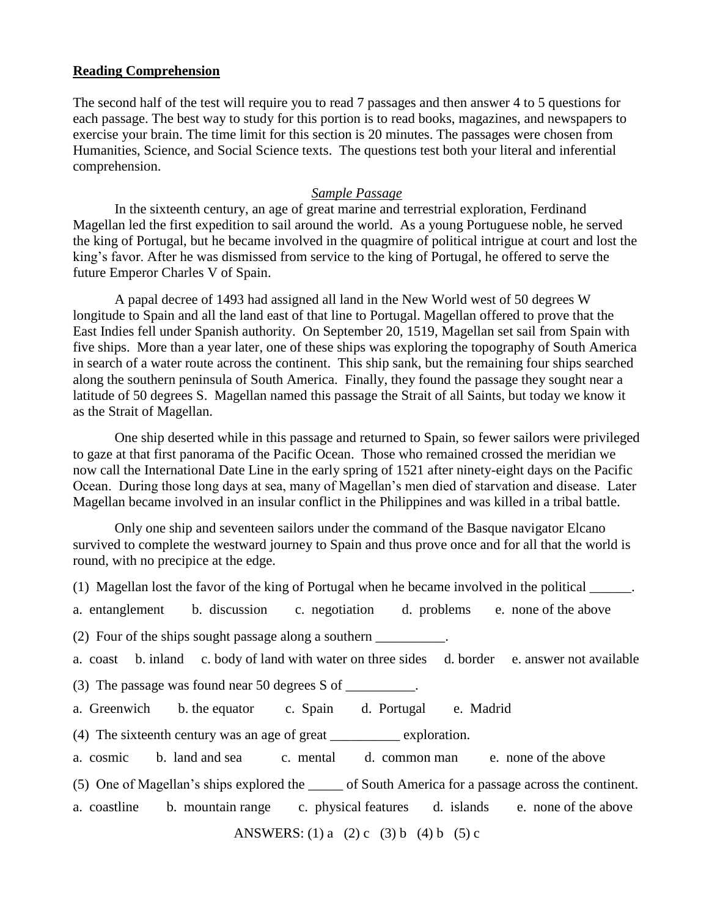**Reading Comprehension**

The second half of the test will require you to read 7 passages and then answer 4 to 5 questions for each passage. The best way to study for this portion is to read books, magazines, and newspapers to exercise your brain. The time limit for this section is 20 minutes. The passages were chosen from Humanities, Science, and Social Science texts. The questions test both your literal and inferential comprehension.

*Sample Passage*

In the sixteenth century, an age of great marine and terrestrial exploration, Ferdinand Magellan led the first expedition to sail around the world. As a young Portuguese noble, he served the king of Portugal, but he became involved in the quagmire of political intrigue at court and lost the king's favor. After he was dismissed from service to the king of Portugal, he offered to serve the future Emperor Charles V of Spain.

A papal decree of 1493 had assigned all land in the New World west of 50 degrees W longitude to Spain and all the land east of that line to Portugal. Magellan offered to prove that the East Indies fell under Spanish authority. On September 20, 1519, Magellan set sail from Spain with five ships. More than a year later, one of these ships was exploring the topography of South America in search of a water route across the continent. This ship sank, but the remaining four ships searched along the southern peninsula of South America. Finally, they found the passage they sought near a latitude of 50 degrees S. Magellan named this passage the Strait of all Saints, but today we know it as the Strait of Magellan.

One ship deserted while in this passage and returned to Spain, so fewer sailors were privileged to gaze at that first panorama of the Pacific Ocean. Those who remained crossed the meridian we now call the International Date Line in the early spring of 1521 after ninety-eight days on the Pacific Ocean. During those long days at sea, many of Magellan's men died of starvation and disease. Later Magellan became involved in an insular conflict in the Philippines and was killed in a tribal battle.

Only one ship and seventeen sailors under the command of the Basque navigator Elcano survived to complete the westward journey to Spain and thus prove once and for all that the world is round, with no precipice at the edge.

(1) Magellan lost the favor of the king of Portugal when he became involved in the political ______.

a. entanglement b. discussion c. negotiation d. problems e. none of the above

(2) Four of the ships sought passage along a southern __________.

a. coast b. inland c. body of land with water on three sides d. border e. answer not available

(3) The passage was found near 50 degrees S of __________.

a. Greenwich b. the equator c. Spain d. Portugal e. Madrid

(4) The sixteenth century was an age of great __________ exploration.

a. cosmic b. land and sea c. mental d. common man e. none of the above

(5) One of Magellan's ships explored the _____ of South America for a passage across the continent.

a. coastline b. mountain range c. physical features d. islands e. none of the above

ANSWERS: (1) a (2) c (3) b (4) b (5) c